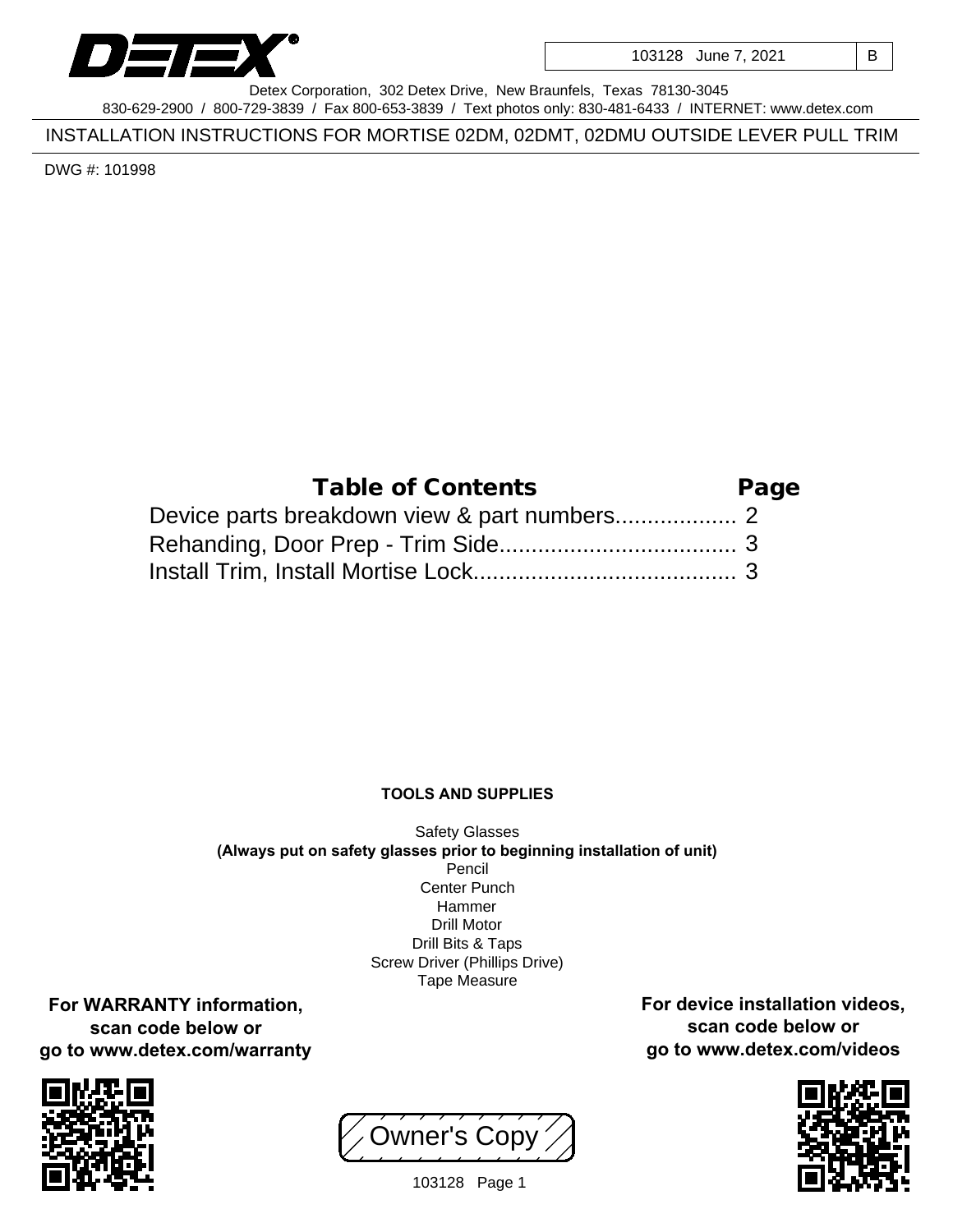DETEX®

103128 June 7, 2021 | B

Detex Corporation, 302 Detex Drive, New Braunfels, Texas 78130-3045
830-629-2900 / 800-729-3839 / Fax 800-653-3839 / Text photos only: 830-481-6433 / INTERNET: www.detex.com

# INSTALLATION INSTRUCTIONS FOR MORTISE 02DM, 02DMT, 02DMU OUTSIDE LEVER PULL TRIM

DWG #: 101998

## Table of Contents

| Table of Contents | Page |
| --- | --- |
| Device parts breakdown view & part numbers | 2 |
| Rehanding, Door Prep - Trim Side | 3 |
| Install Trim, Install Mortise Lock | 3 |

**TOOLS AND SUPPLIES**

Safety Glasses
**(Always put on safety glasses prior to beginning installation of unit)**
Pencil
Center Punch
Hammer
Drill Motor
Drill Bits & Taps
Screw Driver (Phillips Drive)
Tape Measure

**For WARRANTY information, scan code below or go to www.detex.com/warranty**

**For device installation videos, scan code below or go to www.detex.com/videos**

Owner's Copy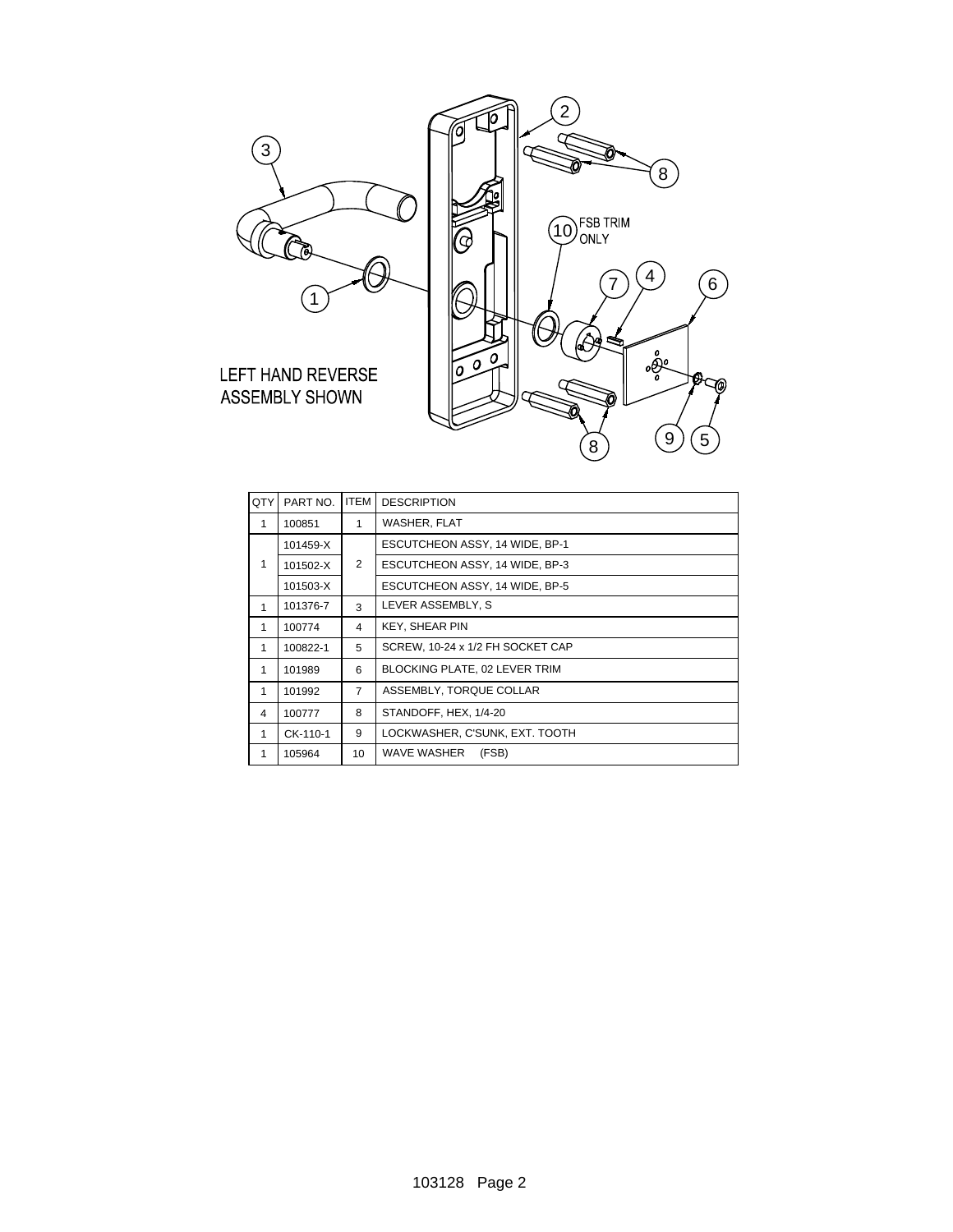LEFT HAND REVERSE ASSEMBLY SHOWN

FSB TRIM ONLY

| QTY | PART NO. | ITEM | DESCRIPTION |
|---|---|---|---|
| 1 | 100851 | 1 | WASHER, FLAT |
| 1 | 101459-X | 2 | ESCUTCHEON ASSY, 14 WIDE, BP-1 |
| | 101502-X | | ESCUTCHEON ASSY, 14 WIDE, BP-3 |
| | 101503-X | | ESCUTCHEON ASSY, 14 WIDE, BP-5 |
| 1 | 101376-7 | 3 | LEVER ASSEMBLY, S |
| 1 | 100774 | 4 | KEY, SHEAR PIN |
| 1 | 100822-1 | 5 | SCREW, 10-24 x 1/2 FH SOCKET CAP |
| 1 | 101989 | 6 | BLOCKING PLATE, 02 LEVER TRIM |
| 1 | 101992 | 7 | ASSEMBLY, TORQUE COLLAR |
| 4 | 100777 | 8 | STANDOFF, HEX, 1/4-20 |
| 1 | CK-110-1 | 9 | LOCKWASHER, C'SUNK, EXT. TOOTH |
| 1 | 105964 | 10 | WAVE WASHER (FSB) |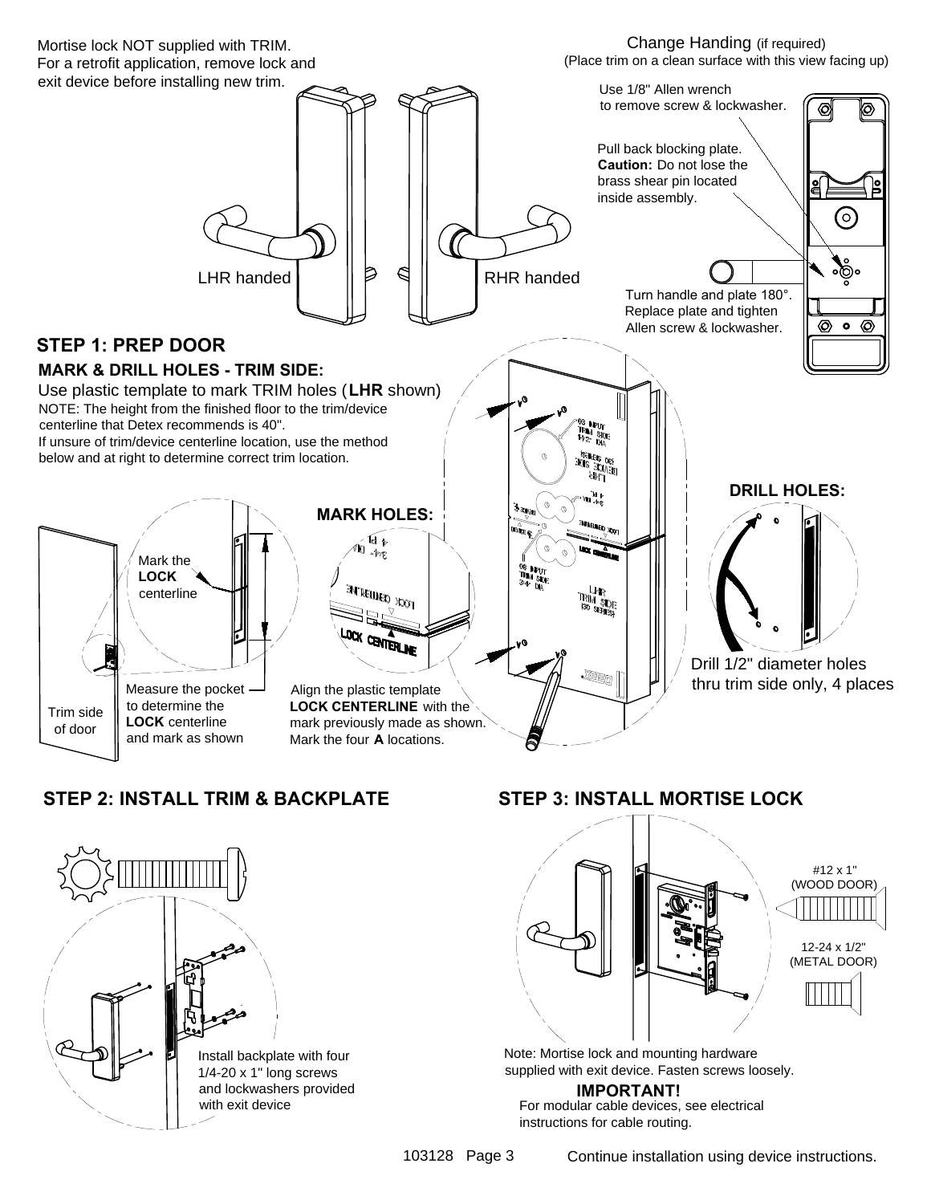Mortise lock NOT supplied with TRIM.
For a retrofit application, remove lock and exit device before installing new trim.

LHR handed

RHR handed

## Change Handing (if required)

(Place trim on a clean surface with this view facing up)

Use 1/8" Allen wrench to remove screw & lockwasher.

Pull back blocking plate. **Caution:** Do not lose the brass shear pin located inside assembly.

Turn handle and plate 180°. Replace plate and tighten Allen screw & lockwasher.

## STEP 1: PREP DOOR

### MARK & DRILL HOLES - TRIM SIDE:

Use plastic template to mark TRIM holes (**LHR** shown)

NOTE: The height from the finished floor to the trim/device centerline that Detex recommends is 40".
If unsure of trim/device centerline location, use the method below and at right to determine correct trim location.

Trim side of door

Mark the **LOCK** centerline

Measure the pocket to determine the **LOCK** centerline and mark as shown

**MARK HOLES:**

Align the plastic template **LOCK CENTERLINE** with the mark previously made as shown. Mark the four **A** locations.

**DRILL HOLES:**

Drill 1/2" diameter holes thru trim side only, 4 places

## STEP 2: INSTALL TRIM & BACKPLATE

Install backplate with four 1/4-20 x 1" long screws and lockwashers provided with exit device

## STEP 3: INSTALL MORTISE LOCK

#12 x 1" (WOOD DOOR)

12-24 x 1/2" (METAL DOOR)

Note: Mortise lock and mounting hardware supplied with exit device. Fasten screws loosely.

**IMPORTANT!**
For modular cable devices, see electrical instructions for cable routing.

103128

Continue installation using device instructions.